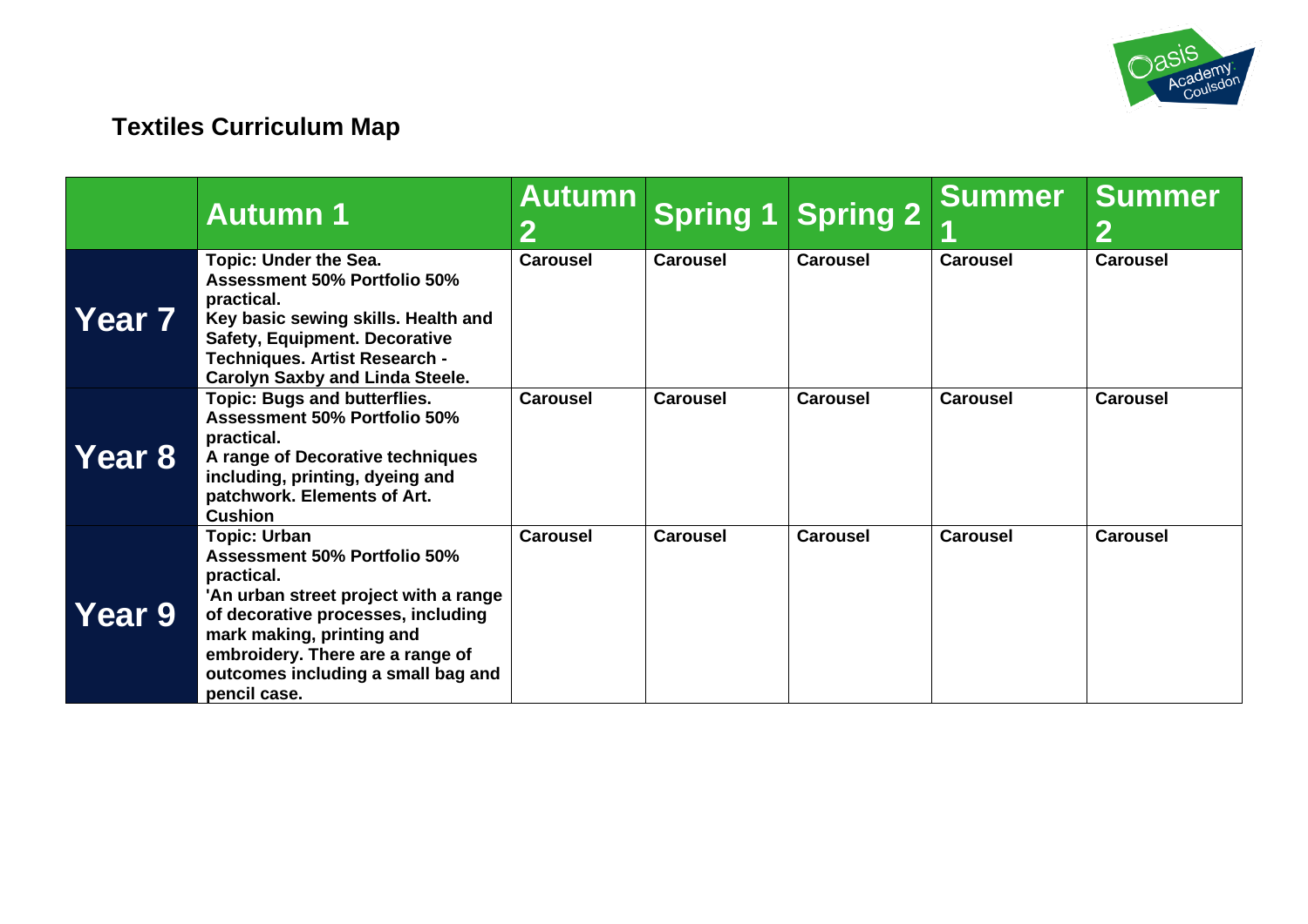# Textiles Curriculum Map

| | Autumn 1 | Autumn 2 | Spring 1 | Spring 2 | Summer 1 | Summer 2 |
|---|---|---|---|---|---|---|
| **Year 7** | **Topic: Under the Sea. Assessment 50% Portfolio 50% practical. Key basic sewing skills. Health and Safety, Equipment. Decorative Techniques. Artist Research - Carolyn Saxby and Linda Steele.** | **Carousel** | **Carousel** | **Carousel** | **Carousel** | **Carousel** |
| **Year 8** | **Topic: Bugs and butterflies. Assessment 50% Portfolio 50% practical. A range of Decorative techniques including, printing, dyeing and patchwork. Elements of Art. Cushion** | **Carousel** | **Carousel** | **Carousel** | **Carousel** | **Carousel** |
| **Year 9** | **Topic: Urban Assessment 50% Portfolio 50% practical. 'An urban street project with a range of decorative processes, including mark making, printing and embroidery. There are a range of outcomes including a small bag and pencil case.** | **Carousel** | **Carousel** | **Carousel** | **Carousel** | **Carousel** |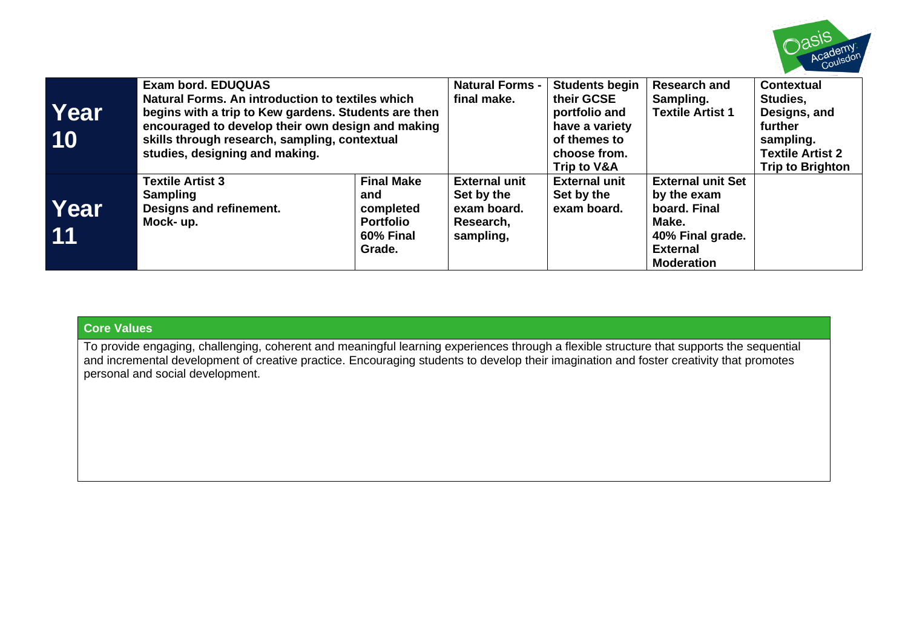| | | | | | | |
|---|---|---|---|---|---|---|
| **Year 10** | **Exam bord. EDUQUAS Natural Forms. An introduction to textiles which begins with a trip to Kew gardens. Students are then encouraged to develop their own design and making skills through research, sampling, contextual studies, designing and making.** | | **Natural Forms - final make.** | **Students begin their GCSE portfolio and have a variety of themes to choose from. Trip to V&A** | **Research and Sampling. Textile Artist 1** | **Contextual Studies, Designs, and further sampling. Textile Artist 2 Trip to Brighton** |
| **Year 11** | **Textile Artist 3 Sampling Designs and refinement. Mock- up.** | **Final Make and completed Portfolio 60% Final Grade.** | **External unit Set by the exam board. Research, sampling,** | **External unit Set by the exam board.** | **External unit Set by the exam board. Final Make. 40% Final grade. External Moderation** | |

| **Core Values** |
|---|
| To provide engaging, challenging, coherent and meaningful learning experiences through a flexible structure that supports the sequential and incremental development of creative practice. Encouraging students to develop their imagination and foster creativity that promotes personal and social development. |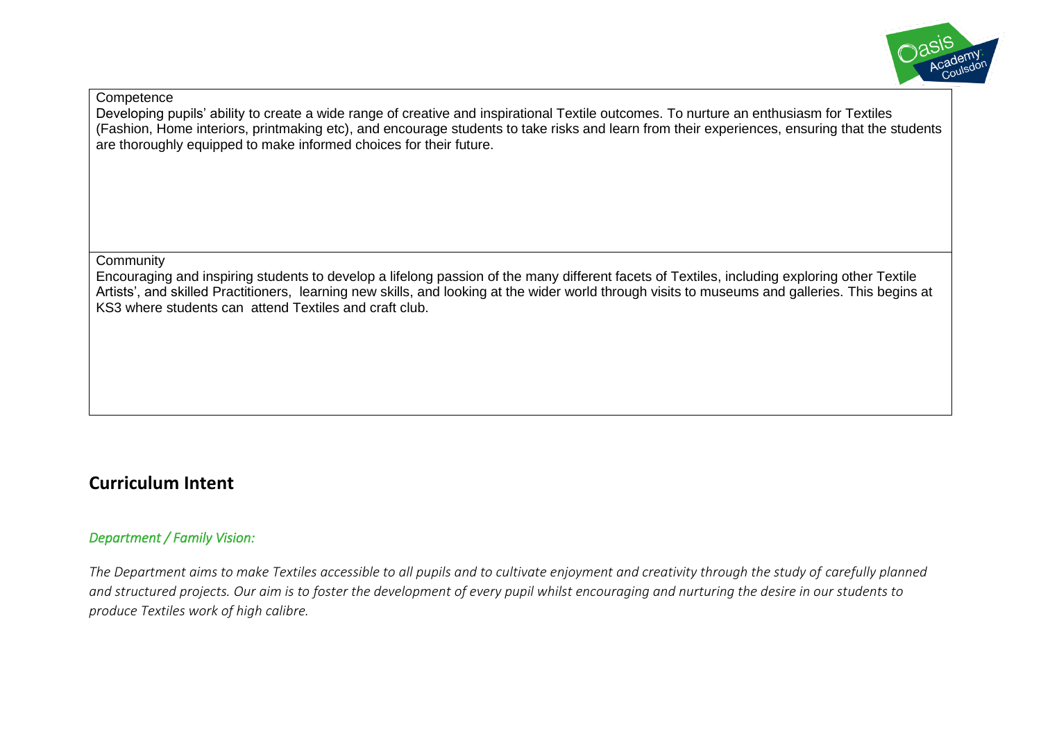| Competence<br>Developing pupils' ability to create a wide range of creative and inspirational Textile outcomes. To nurture an enthusiasm for Textiles (Fashion, Home interiors, printmaking etc), and encourage students to take risks and learn from their experiences, ensuring that the students are thoroughly equipped to make informed choices for their future. |
|---|
| Community<br>Encouraging and inspiring students to develop a lifelong passion of the many different facets of Textiles, including exploring other Textile Artists', and skilled Practitioners, learning new skills, and looking at the wider world through visits to museums and galleries. This begins at KS3 where students can attend Textiles and craft club. |

## Curriculum Intent

### *Department / Family Vision:*

*The Department aims to make Textiles accessible to all pupils and to cultivate enjoyment and creativity through the study of carefully planned and structured projects. Our aim is to foster the development of every pupil whilst encouraging and nurturing the desire in our students to produce Textiles work of high calibre.*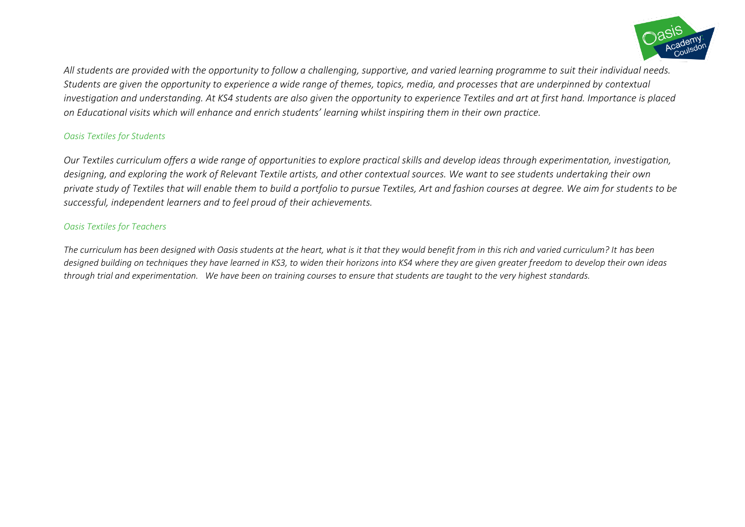*All students are provided with the opportunity to follow a challenging, supportive, and varied learning programme to suit their individual needs. Students are given the opportunity to experience a wide range of themes, topics, media, and processes that are underpinned by contextual investigation and understanding. At KS4 students are also given the opportunity to experience Textiles and art at first hand. Importance is placed on Educational visits which will enhance and enrich students' learning whilst inspiring them in their own practice.*

*Oasis Textiles for Students*

*Our Textiles curriculum offers a wide range of opportunities to explore practical skills and develop ideas through experimentation, investigation, designing, and exploring the work of Relevant Textile artists, and other contextual sources. We want to see students undertaking their own private study of Textiles that will enable them to build a portfolio to pursue Textiles, Art and fashion courses at degree. We aim for students to be successful, independent learners and to feel proud of their achievements.*

*Oasis Textiles for Teachers*

*The curriculum has been designed with Oasis students at the heart, what is it that they would benefit from in this rich and varied curriculum? It has been designed building on techniques they have learned in KS3, to widen their horizons into KS4 where they are given greater freedom to develop their own ideas through trial and experimentation. We have been on training courses to ensure that students are taught to the very highest standards.*